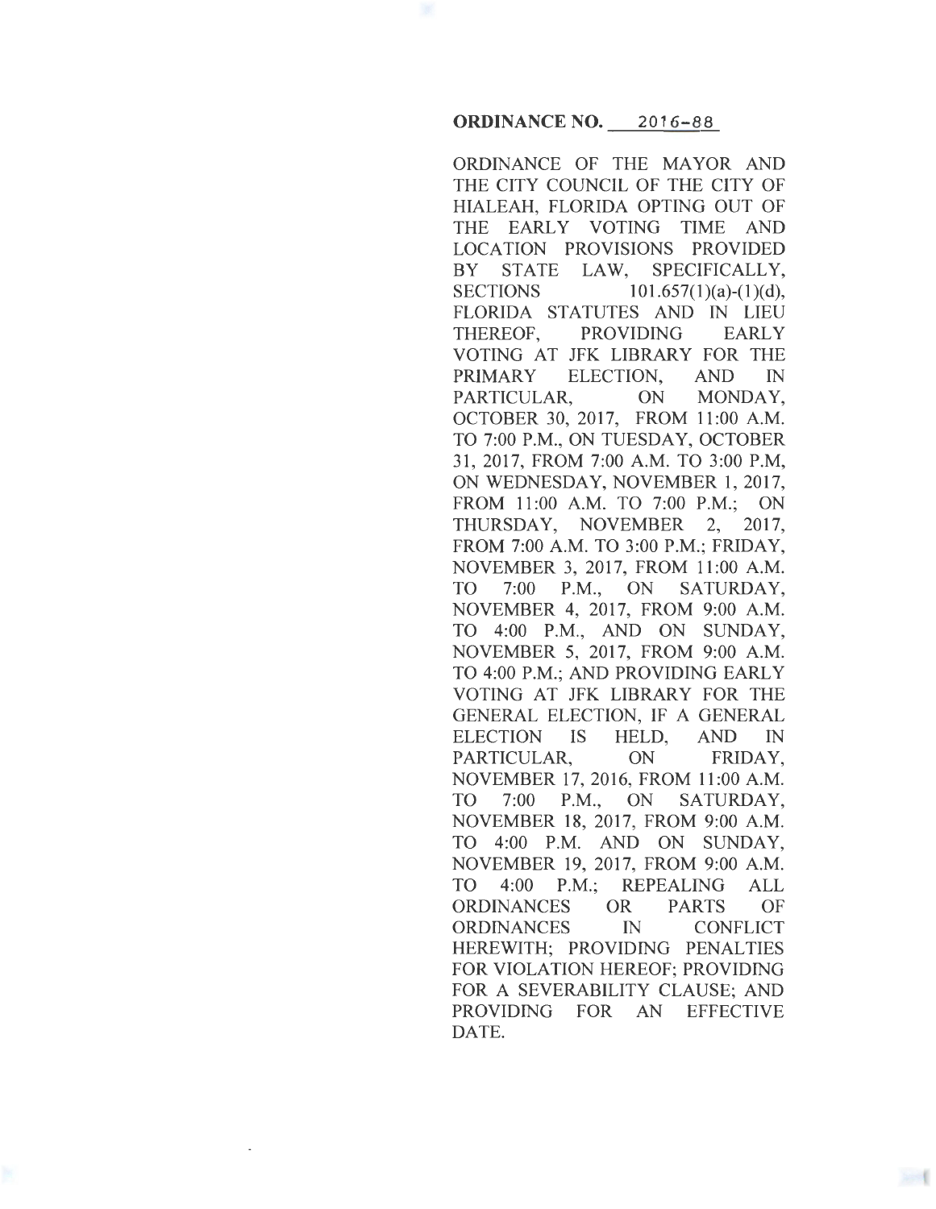**ORDINANCE NO. 2016-88**

ORDINANCE OF THE MAYOR AND THE CITY COUNCIL OF THE CITY OF HIALEAH, FLORIDA OPTING OUT OF THE EARLY VOTING TIME AND LOCATION PROVISIONS PROVIDED BY STATE LAW, SPECIFICALLY, SECTIONS 101.657(1)(a)-(1)(d), FLORIDA STATUTES AND IN LIEU THEREOF, PROVIDING EARLY VOTING AT JFK LIBRARY FOR THE PRIMARY ELECTION, AND IN PARTICULAR, ON MONDAY, OCTOBER 30, 2017, FROM 11:00 A.M. TO 7:00 P.M., ON TUESDAY, OCTOBER 31, 2017, FROM 7:00 A.M. TO 3:00 P.M, ON WEDNESDAY, NOVEMBER 1, 2017, FROM 11:00 A.M. TO 7:00 P.M.; ON THURSDAY, NOVEMBER 2, 2017, FROM 7:00 A.M. TO 3:00 P.M.; FRIDAY, NOVEMBER 3, 2017, FROM 11:00 A.M. TO 7:00 P.M., ON SATURDAY, NOVEMBER 4, 2017, FROM 9:00 A.M. TO 4:00 P.M., AND ON SUNDAY, NOVEMBER 5, 2017, FROM 9:00 A.M. TO 4:00 P.M.; AND PROVIDING EARLY VOTING AT JFK LIBRARY FOR THE GENERAL ELECTION, IF A GENERAL ELECTION IS HELD, AND IN PARTICULAR, ON FRIDAY, NOVEMBER 17, 2016, FROM 11:00 A.M. TO 7:00 P.M., ON SATURDAY, NOVEMBER 18, 2017, FROM 9:00 A.M. TO 4:00 P.M. AND ON SUNDAY, NOVEMBER 19, 2017, FROM 9:00 A.M. TO 4:00 P.M.; REPEALING ALL ORDINANCES OR PARTS OF ORDINANCES IN CONFLICT HEREWITH; PROVIDING PENALTIES FOR VIOLATION HEREOF; PROVIDING FOR A SEVERABILITY CLAUSE; AND PROVIDING FOR AN EFFECTIVE DATE.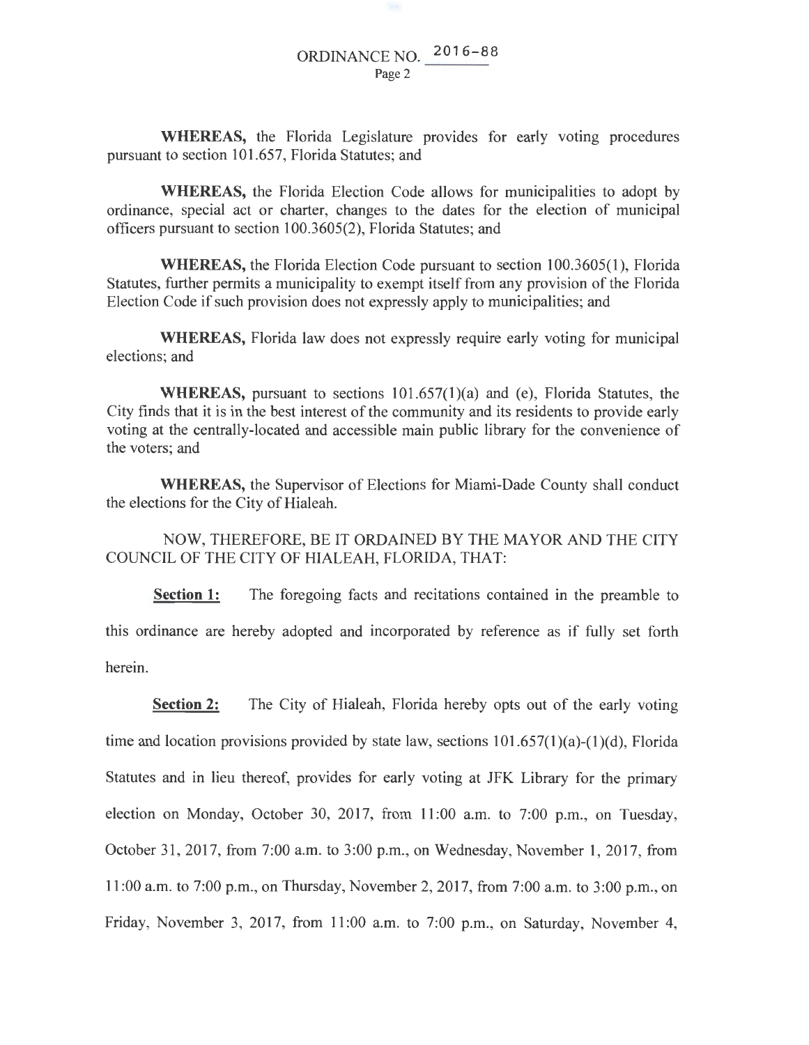**WHEREAS,** the Florida Legislature provides for early voting procedures pursuant to section 101.657, Florida Statutes; and

**WHEREAS,** the Florida Election Code allows for municipalities to adopt by ordinance, special act or charter, changes to the dates for the election of municipal officers pursuant to section 100.3605(2), Florida Statutes; and

**WHEREAS,** the Florida Election Code pursuant to section 100.3605(1), Florida Statutes, further permits a municipality to exempt itself from any provision of the Florida Election Code if such provision does not expressly apply to municipalities; and

**WHEREAS,** Florida law does not expressly require early voting for municipal elections; and

**WHEREAS,** pursuant to sections 101.657(1)(a) and (e), Florida Statutes, the City finds that it is in the best interest of the community and its residents to provide early voting at the centrally-located and accessible main public library for the convenience of the voters; and

**WHEREAS,** the Supervisor of Elections for Miami-Dade County shall conduct the elections for the City of Hialeah.

NOW, THEREFORE, BE IT ORDAINED BY THE MAYOR AND THE CITY COUNCIL OF THE CITY OF HIALEAH, FLORIDA, THAT:

**Section 1:** The foregoing facts and recitations contained in the preamble to this ordinance are hereby adopted and incorporated by reference as if fully set forth herein.

**Section 2:** The City of Hialeah, Florida hereby opts out of the early voting time and location provisions provided by state law, sections 101.657(1)(a)-(1)(d), Florida Statutes and in lieu thereof, provides for early voting at JFK Library for the primary election on Monday, October 30, 2017, from 11:00 a.m. to 7:00 p.m., on Tuesday, October 31, 2017, from 7:00 a.m. to 3:00 p.m., on Wednesday, November 1, 2017, from 11:00 a.m. to 7:00 p.m., on Thursday, November 2, 2017, from 7:00 a.m. to 3:00 p.m., on Friday, November 3, 2017, from 11:00 a.m. to 7:00 p.m., on Saturday, November 4,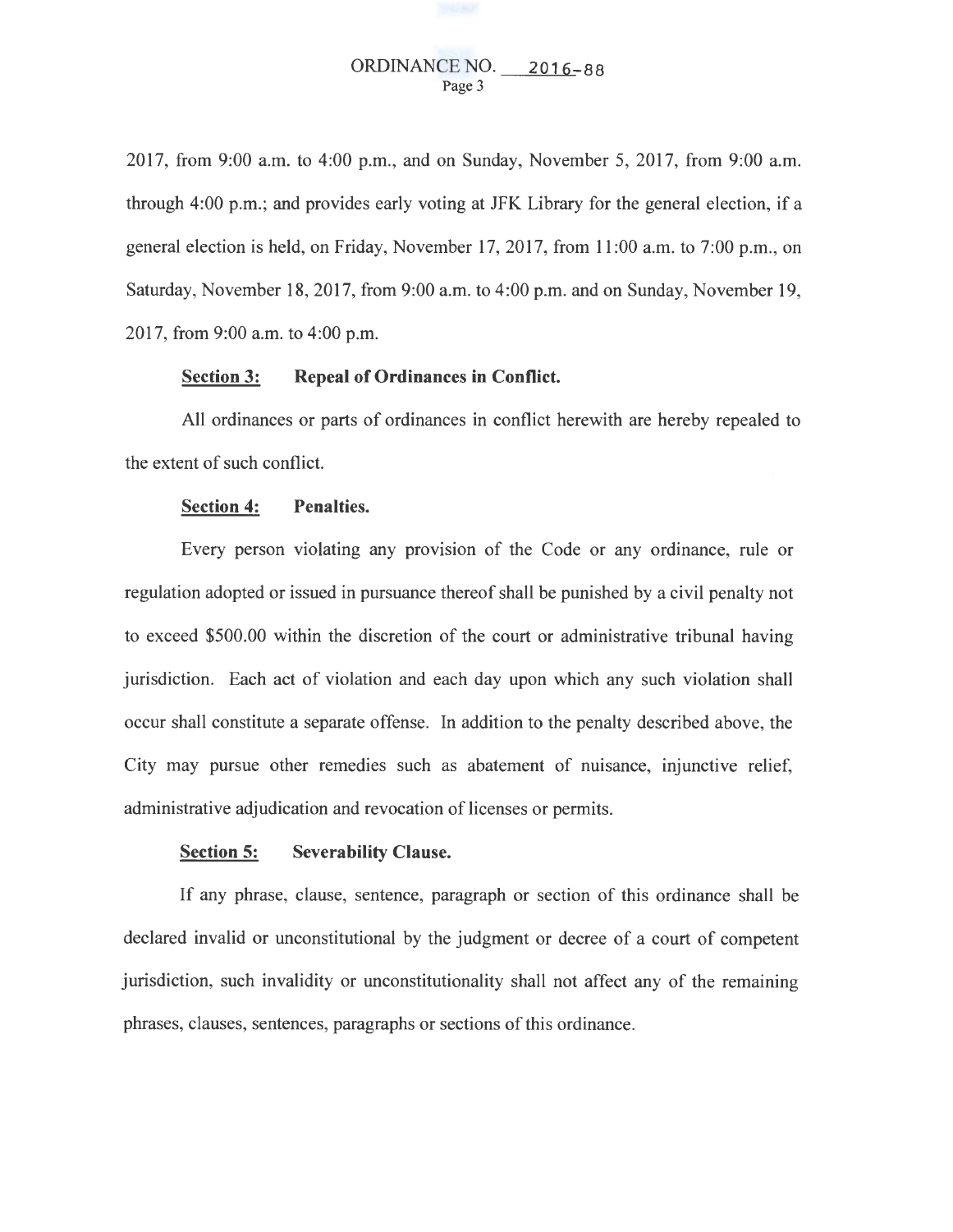2017, from 9:00 a.m. to 4:00 p.m., and on Sunday, November 5, 2017, from 9:00 a.m. through 4:00 p.m.; and provides early voting at JFK Library for the general election, if a general election is held, on Friday, November 17, 2017, from 11:00 a.m. to 7:00 p.m., on Saturday, November 18, 2017, from 9:00 a.m. to 4:00 p.m. and on Sunday, November 19, 2017, from 9:00 a.m. to 4:00 p.m.

**Section 3: Repeal of Ordinances in Conflict.**

All ordinances or parts of ordinances in conflict herewith are hereby repealed to the extent of such conflict.

**Section 4: Penalties.**

Every person violating any provision of the Code or any ordinance, rule or regulation adopted or issued in pursuance thereof shall be punished by a civil penalty not to exceed $500.00 within the discretion of the court or administrative tribunal having jurisdiction. Each act of violation and each day upon which any such violation shall occur shall constitute a separate offense. In addition to the penalty described above, the City may pursue other remedies such as abatement of nuisance, injunctive relief, administrative adjudication and revocation of licenses or permits.

**Section 5: Severability Clause.**

If any phrase, clause, sentence, paragraph or section of this ordinance shall be declared invalid or unconstitutional by the judgment or decree of a court of competent jurisdiction, such invalidity or unconstitutionality shall not affect any of the remaining phrases, clauses, sentences, paragraphs or sections of this ordinance.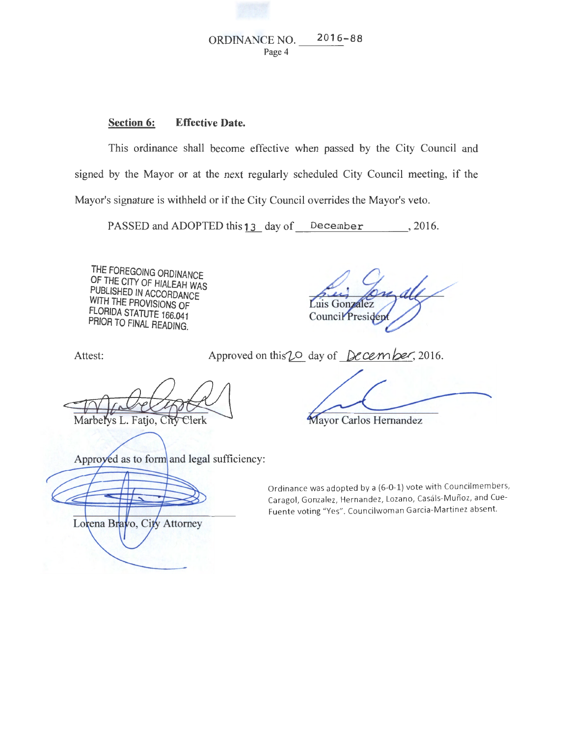ORDINANCE NO. 2016-88
Page 4

**Section 6:** **Effective Date.**

This ordinance shall become effective when passed by the City Council and signed by the Mayor or at the next regularly scheduled City Council meeting, if the Mayor's signature is withheld or if the City Council overrides the Mayor's veto.

PASSED and ADOPTED this 13 day of December, 2016.

THE FOREGOING ORDINANCE OF THE CITY OF HIALEAH WAS PUBLISHED IN ACCORDANCE WITH THE PROVISIONS OF FLORIDA STATUTE 166.041 PRIOR TO FINAL READING.

Luis Gonzalez
Council President

Attest:

Approved on this 20 day of December, 2016.

Marbelys L. Fatjo, City Clerk

Mayor Carlos Hernandez

Approved as to form and legal sufficiency:

Lorena Bravo, City Attorney

Ordinance was adopted by a (6-0-1) vote with Councilmembers, Caragol, Gonzalez, Hernandez, Lozano, Casáls-Muñoz, and Cue-Fuente voting "Yes". Councilwoman Garcia-Martinez absent.